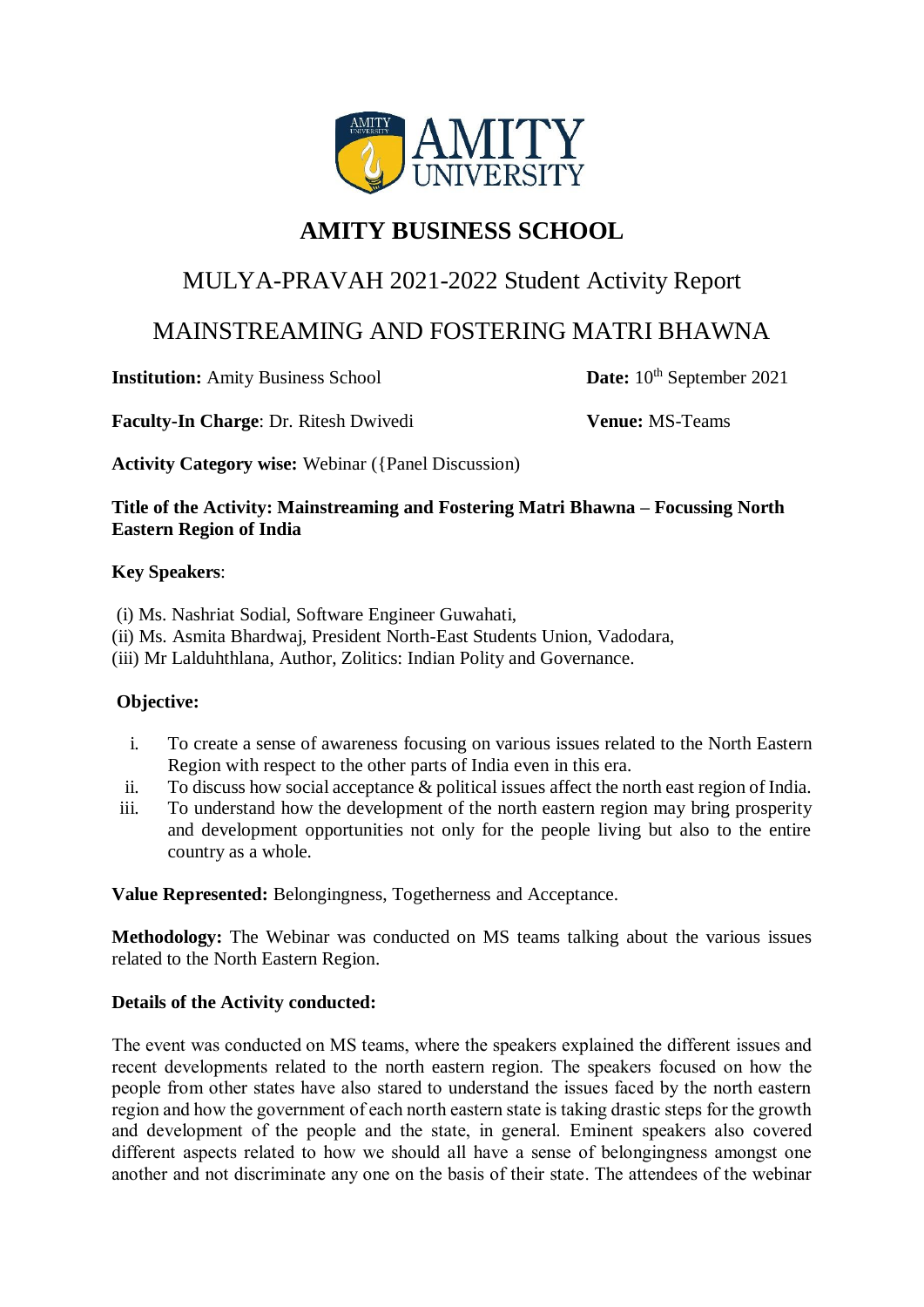# AMITY BUSINESS SCHOOL

## MULYA-PRAVAH 2021-2022 Student Activity Report

## MAINSTREAMING AND FOSTERING MATRI BHAWNA

**Institution:** Amity Business School **Date:** 10th September 2021

**Faculty-In Charge**: Dr. Ritesh Dwivedi **Venue:** MS-Teams

**Activity Category wise:** Webinar ({Panel Discussion)

**Title of the Activity: Mainstreaming and Fostering Matri Bhawna – Focussing North Eastern Region of India**

**Key Speakers**:

(i) Ms. Nashriat Sodial, Software Engineer Guwahati,
(ii) Ms. Asmita Bhardwaj, President North-East Students Union, Vadodara,
(iii) Mr Lalduhthlana, Author, Zolitics: Indian Polity and Governance.

**Objective:**

i. To create a sense of awareness focusing on various issues related to the North Eastern Region with respect to the other parts of India even in this era.
ii. To discuss how social acceptance & political issues affect the north east region of India.
iii. To understand how the development of the north eastern region may bring prosperity and development opportunities not only for the people living but also to the entire country as a whole.

**Value Represented:** Belongingness, Togetherness and Acceptance.

**Methodology:** The Webinar was conducted on MS teams talking about the various issues related to the North Eastern Region.

**Details of the Activity conducted:**

The event was conducted on MS teams, where the speakers explained the different issues and recent developments related to the north eastern region. The speakers focused on how the people from other states have also stared to understand the issues faced by the north eastern region and how the government of each north eastern state is taking drastic steps for the growth and development of the people and the state, in general. Eminent speakers also covered different aspects related to how we should all have a sense of belongingness amongst one another and not discriminate any one on the basis of their state. The attendees of the webinar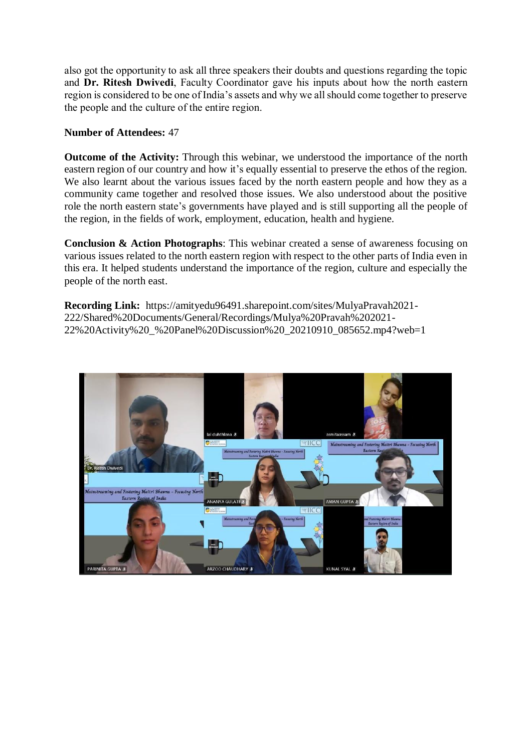also got the opportunity to ask all three speakers their doubts and questions regarding the topic and **Dr. Ritesh Dwivedi**, Faculty Coordinator gave his inputs about how the north eastern region is considered to be one of India's assets and why we all should come together to preserve the people and the culture of the entire region.

**Number of Attendees:** 47

**Outcome of the Activity:** Through this webinar, we understood the importance of the north eastern region of our country and how it's equally essential to preserve the ethos of the region. We also learnt about the various issues faced by the north eastern people and how they as a community came together and resolved those issues. We also understood about the positive role the north eastern state's governments have played and is still supporting all the people of the region, in the fields of work, employment, education, health and hygiene.

**Conclusion & Action Photographs**: This webinar created a sense of awareness focusing on various issues related to the north eastern region with respect to the other parts of India even in this era. It helped students understand the importance of the region, culture and especially the people of the north east.

**Recording Link:** https://amityedu96491.sharepoint.com/sites/MulyaPravah2021-222/Shared%20Documents/General/Recordings/Mulya%20Pravah%202021-22%20Activity%20_%20Panel%20Discussion%20_20210910_085652.mp4?web=1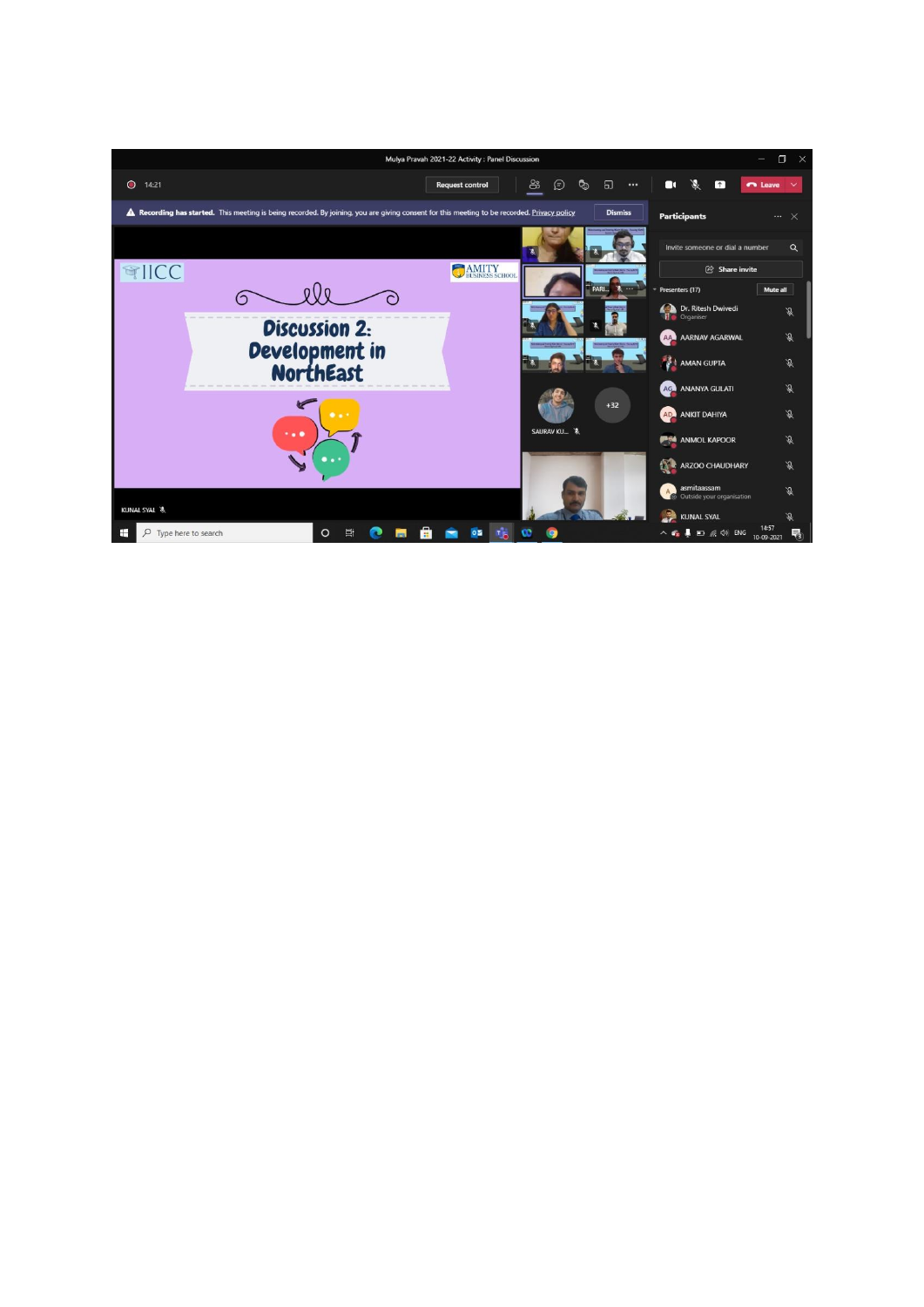Mulya Pravah 2021-22 Activity : Panel Discussion

14:21

Request control

Leave

**Recording has started.** This meeting is being recorded. By joining, you are giving consent for this meeting to be recorded. Privacy policy

Dismiss

IICC

AMITY BUSINESS SCHOOL

# Discussion 2: Development in NorthEast

KUNAL SYAL

SAURAV KU...

+32

PARI...

**Participants**

Invite someone or dial a number

Share invite

Presenters (17)

Mute all

- Dr. Ritesh Dwivedi — Organiser
- AARNAV AGARWAL
- AMAN GUPTA
- ANANYA GULATI
- ANKIT DAHIYA
- ANMOL KAPOOR
- ARZOO CHAUDHARY
- asmitaassam — Outside your organisation
- KUNAL SYAL

Type here to search

ENG 14:57 10-09-2021